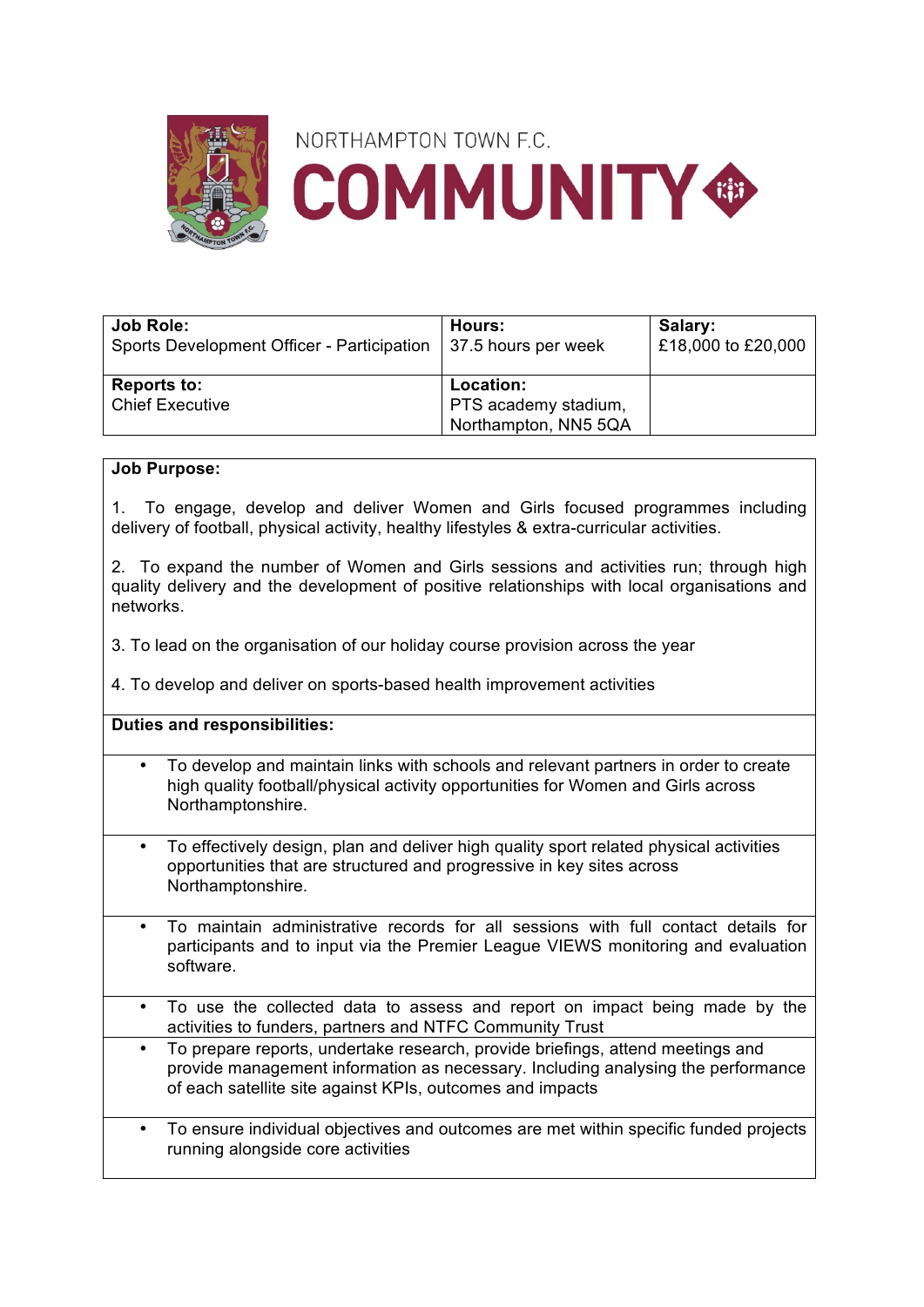NORTHAMPTON TOWN F.C.

# COMMUNITY

| **Job Role:** Sports Development Officer - Participation | **Hours:** 37.5 hours per week | **Salary:** £18,000 to £20,000 |
|---|---|---|
| **Reports to:** Chief Executive | **Location:** PTS academy stadium, Northampton, NN5 5QA | |

**Job Purpose:**

1. To engage, develop and deliver Women and Girls focused programmes including delivery of football, physical activity, healthy lifestyles & extra-curricular activities.

2. To expand the number of Women and Girls sessions and activities run; through high quality delivery and the development of positive relationships with local organisations and networks.

3. To lead on the organisation of our holiday course provision across the year

4. To develop and deliver on sports-based health improvement activities

**Duties and responsibilities:**

- To develop and maintain links with schools and relevant partners in order to create high quality football/physical activity opportunities for Women and Girls across Northamptonshire.
- To effectively design, plan and deliver high quality sport related physical activities opportunities that are structured and progressive in key sites across Northamptonshire.
- To maintain administrative records for all sessions with full contact details for participants and to input via the Premier League VIEWS monitoring and evaluation software.
- To use the collected data to assess and report on impact being made by the activities to funders, partners and NTFC Community Trust
- To prepare reports, undertake research, provide briefings, attend meetings and provide management information as necessary. Including analysing the performance of each satellite site against KPIs, outcomes and impacts
- To ensure individual objectives and outcomes are met within specific funded projects running alongside core activities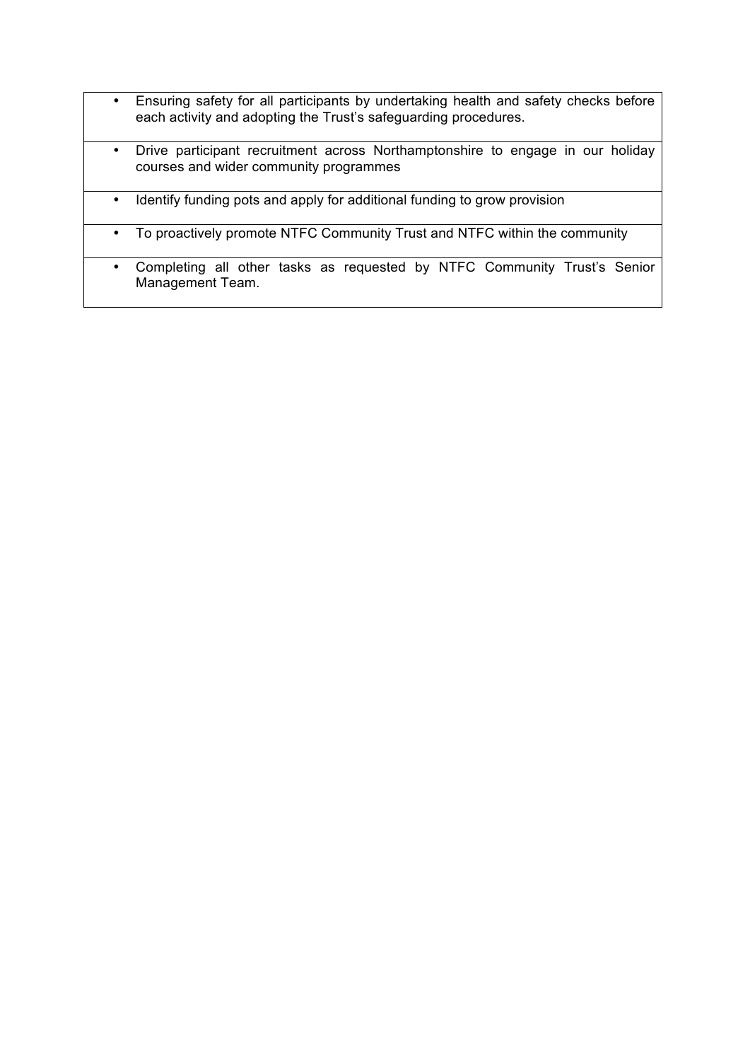- Ensuring safety for all participants by undertaking health and safety checks before each activity and adopting the Trust's safeguarding procedures.
- Drive participant recruitment across Northamptonshire to engage in our holiday courses and wider community programmes
- Identify funding pots and apply for additional funding to grow provision
- To proactively promote NTFC Community Trust and NTFC within the community
- Completing all other tasks as requested by NTFC Community Trust's Senior Management Team.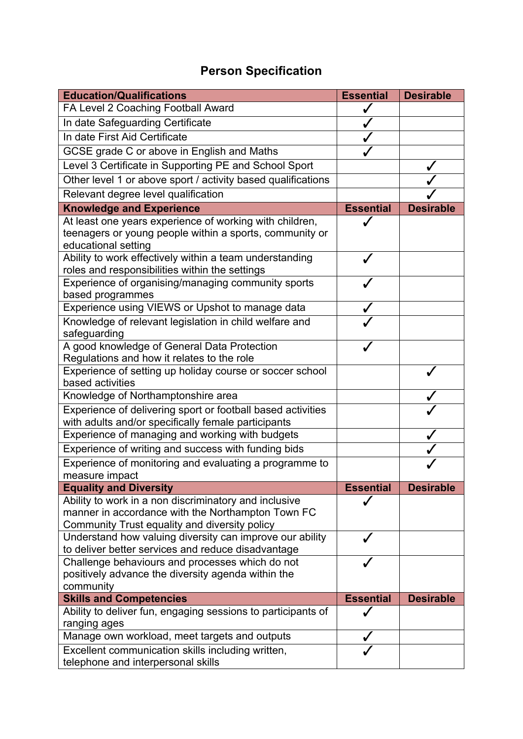## Person Specification

| Education/Qualifications | Essential | Desirable |
|---|---|---|
| FA Level 2 Coaching Football Award | ✓ | |
| In date Safeguarding Certificate | ✓ | |
| In date First Aid Certificate | ✓ | |
| GCSE grade C or above in English and Maths | ✓ | |
| Level 3 Certificate in Supporting PE and School Sport | | ✓ |
| Other level 1 or above sport / activity based qualifications | | ✓ |
| Relevant degree level qualification | | ✓ |
| **Knowledge and Experience** | **Essential** | **Desirable** |
| At least one years experience of working with children, teenagers or young people within a sports, community or educational setting | ✓ | |
| Ability to work effectively within a team understanding roles and responsibilities within the settings | ✓ | |
| Experience of organising/managing community sports based programmes | ✓ | |
| Experience using VIEWS or Upshot to manage data | ✓ | |
| Knowledge of relevant legislation in child welfare and safeguarding | ✓ | |
| A good knowledge of General Data Protection Regulations and how it relates to the role | ✓ | |
| Experience of setting up holiday course or soccer school based activities | | ✓ |
| Knowledge of Northamptonshire area | | ✓ |
| Experience of delivering sport or football based activities with adults and/or specifically female participants | | ✓ |
| Experience of managing and working with budgets | | ✓ |
| Experience of writing and success with funding bids | | ✓ |
| Experience of monitoring and evaluating a programme to measure impact | | ✓ |
| **Equality and Diversity** | **Essential** | **Desirable** |
| Ability to work in a non discriminatory and inclusive manner in accordance with the Northampton Town FC Community Trust equality and diversity policy | ✓ | |
| Understand how valuing diversity can improve our ability to deliver better services and reduce disadvantage | ✓ | |
| Challenge behaviours and processes which do not positively advance the diversity agenda within the community | ✓ | |
| **Skills and Competencies** | **Essential** | **Desirable** |
| Ability to deliver fun, engaging sessions to participants of ranging ages | ✓ | |
| Manage own workload, meet targets and outputs | ✓ | |
| Excellent communication skills including written, telephone and interpersonal skills | ✓ | |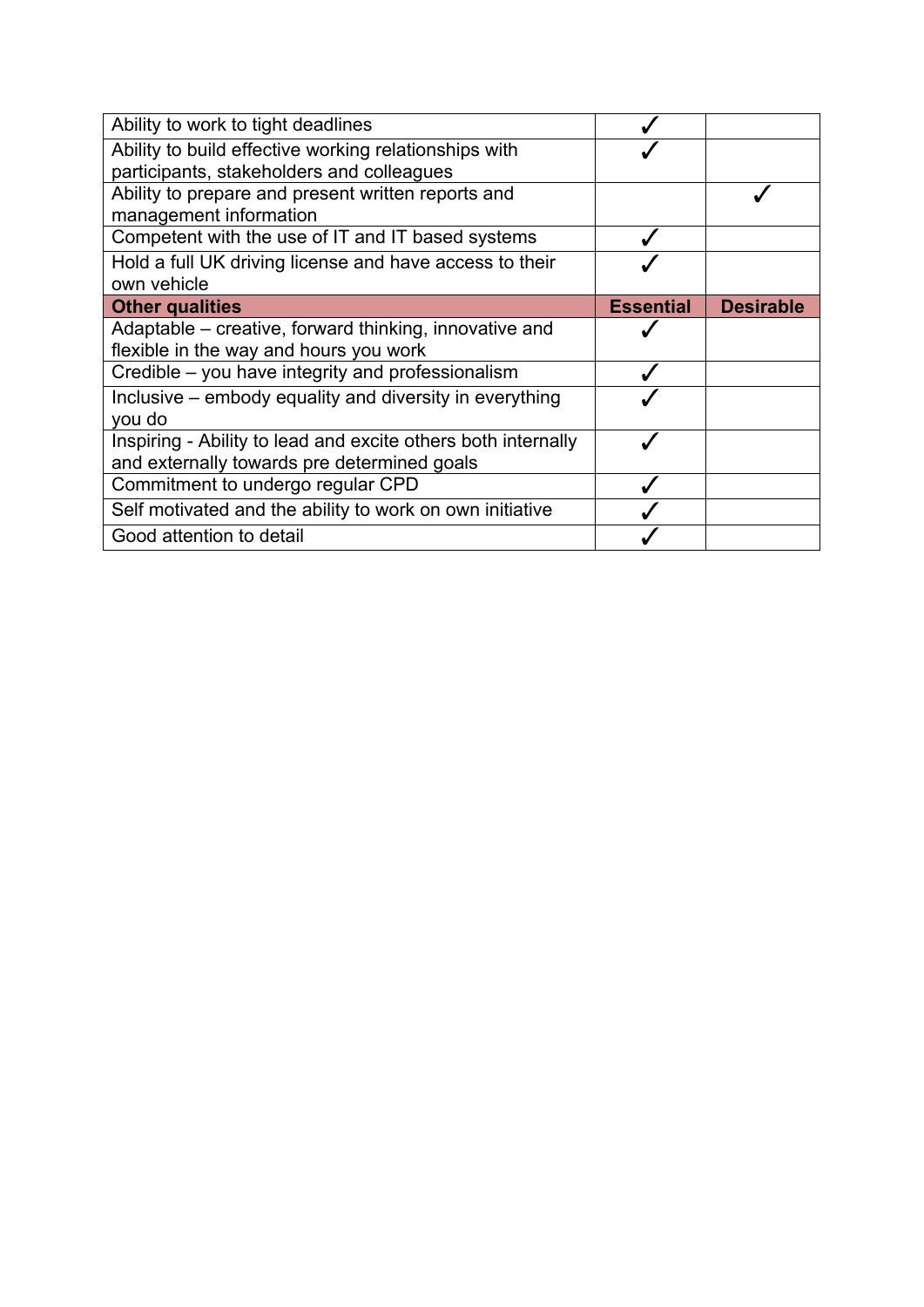| | | |
|---|---|---|
| Ability to work to tight deadlines | ✓ | |
| Ability to build effective working relationships with participants, stakeholders and colleagues | ✓ | |
| Ability to prepare and present written reports and management information | | ✓ |
| Competent with the use of IT and IT based systems | ✓ | |
| Hold a full UK driving license and have access to their own vehicle | ✓ | |
| **Other qualities** | **Essential** | **Desirable** |
| Adaptable – creative, forward thinking, innovative and flexible in the way and hours you work | ✓ | |
| Credible – you have integrity and professionalism | ✓ | |
| Inclusive – embody equality and diversity in everything you do | ✓ | |
| Inspiring - Ability to lead and excite others both internally and externally towards pre determined goals | ✓ | |
| Commitment to undergo regular CPD | ✓ | |
| Self motivated and the ability to work on own initiative | ✓ | |
| Good attention to detail | ✓ | |